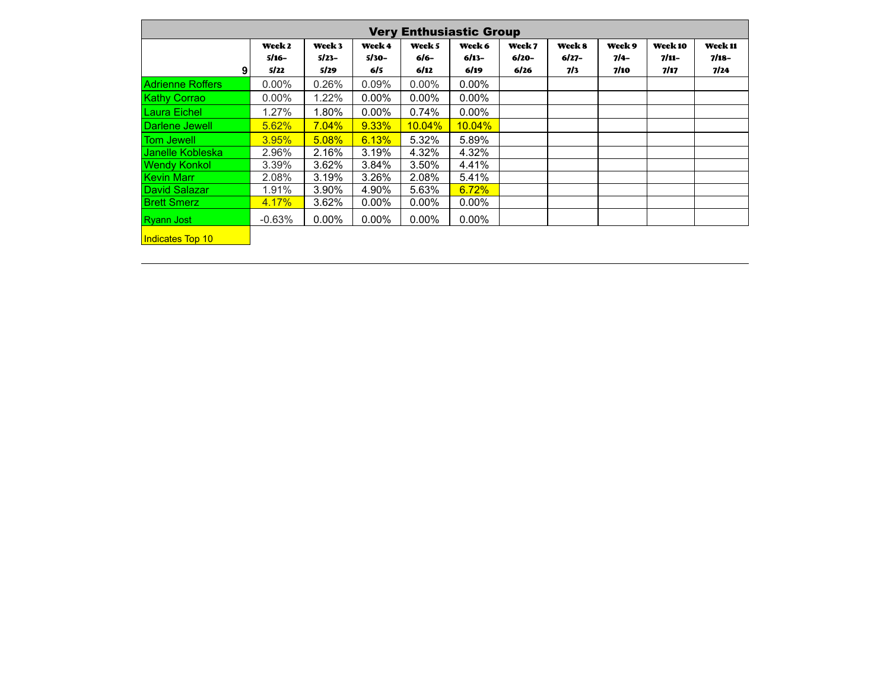| Very Enthusiastic Group | | | | | | | | | | |
|---|---|---|---|---|---|---|---|---|---|---|
| 9 | Week 2 5/16-5/22 | Week 3 5/23-5/29 | Week 4 5/30-6/5 | Week 5 6/6-6/12 | Week 6 6/13-6/19 | Week 7 6/20-6/26 | Week 8 6/27-7/3 | Week 9 7/4-7/10 | Week 10 7/11-7/17 | Week 11 7/18-7/24 |
| Adrienne Roffers | 0.00% | 0.26% | 0.09% | 0.00% | 0.00% | | | | | |
| Kathy Corrao | 0.00% | 1.22% | 0.00% | 0.00% | 0.00% | | | | | |
| Laura Eichel | 1.27% | 1.80% | 0.00% | 0.74% | 0.00% | | | | | |
| Darlene Jewell | 5.62% | 7.04% | 9.33% | 10.04% | 10.04% | | | | | |
| Tom Jewell | 3.95% | 5.08% | 6.13% | 5.32% | 5.89% | | | | | |
| Janelle Kobleska | 2.96% | 2.16% | 3.19% | 4.32% | 4.32% | | | | | |
| Wendy Konkol | 3.39% | 3.62% | 3.84% | 3.50% | 4.41% | | | | | |
| Kevin Marr | 2.08% | 3.19% | 3.26% | 2.08% | 5.41% | | | | | |
| David Salazar | 1.91% | 3.90% | 4.90% | 5.63% | 6.72% | | | | | |
| Brett Smerz | 4.17% | 3.62% | 0.00% | 0.00% | 0.00% | | | | | |
| Ryann Jost | -0.63% | 0.00% | 0.00% | 0.00% | 0.00% | | | | | |

Indicates Top 10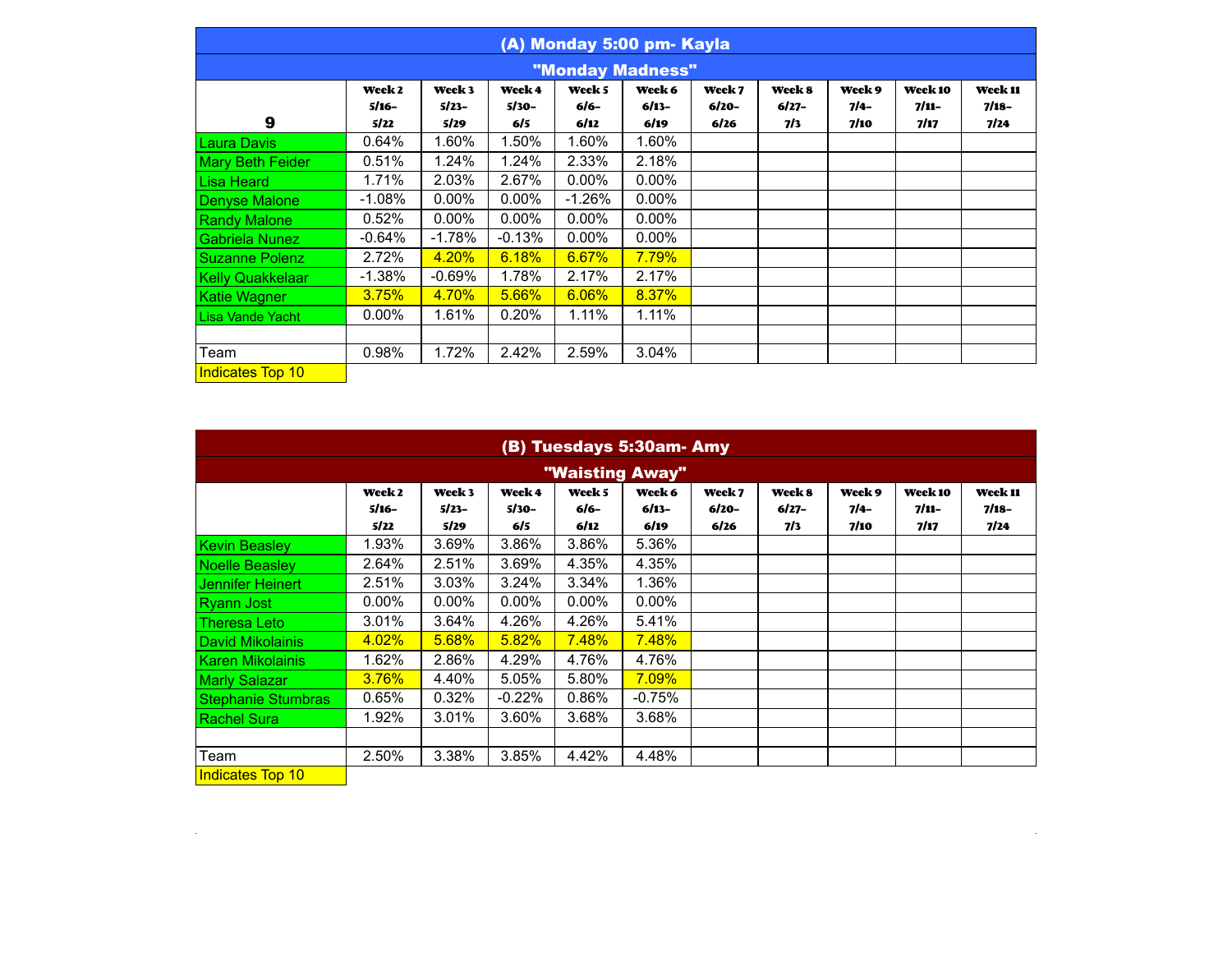## (A) Monday 5:00 pm- Kayla

### "Monday Madness"

| 9 | Week 2 5/16-5/22 | Week 3 5/23-5/29 | Week 4 5/30-6/5 | Week 5 6/6-6/12 | Week 6 6/13-6/19 | Week 7 6/20-6/26 | Week 8 6/27-7/3 | Week 9 7/4-7/10 | Week 10 7/11-7/17 | Week 11 7/18-7/24 |
|---|---|---|---|---|---|---|---|---|---|---|
| Laura Davis | 0.64% | 1.60% | 1.50% | 1.60% | 1.60% | | | | | |
| Mary Beth Feider | 0.51% | 1.24% | 1.24% | 2.33% | 2.18% | | | | | |
| Lisa Heard | 1.71% | 2.03% | 2.67% | 0.00% | 0.00% | | | | | |
| Denyse Malone | -1.08% | 0.00% | 0.00% | -1.26% | 0.00% | | | | | |
| Randy Malone | 0.52% | 0.00% | 0.00% | 0.00% | 0.00% | | | | | |
| Gabriela Nunez | -0.64% | -1.78% | -0.13% | 0.00% | 0.00% | | | | | |
| Suzanne Polenz | 2.72% | 4.20% | 6.18% | 6.67% | 7.79% | | | | | |
| Kelly Quakkelaar | -1.38% | -0.69% | 1.78% | 2.17% | 2.17% | | | | | |
| Katie Wagner | 3.75% | 4.70% | 5.66% | 6.06% | 8.37% | | | | | |
| Lisa Vande Yacht | 0.00% | 1.61% | 0.20% | 1.11% | 1.11% | | | | | |
| | | | | | | | | | | |
| Team | 0.98% | 1.72% | 2.42% | 2.59% | 3.04% | | | | | |

Indicates Top 10

## (B) Tuesdays 5:30am- Amy

### "Waisting Away"

| | Week 2 5/16-5/22 | Week 3 5/23-5/29 | Week 4 5/30-6/5 | Week 5 6/6-6/12 | Week 6 6/13-6/19 | Week 7 6/20-6/26 | Week 8 6/27-7/3 | Week 9 7/4-7/10 | Week 10 7/11-7/17 | Week 11 7/18-7/24 |
|---|---|---|---|---|---|---|---|---|---|---|
| Kevin Beasley | 1.93% | 3.69% | 3.86% | 3.86% | 5.36% | | | | | |
| Noelle Beasley | 2.64% | 2.51% | 3.69% | 4.35% | 4.35% | | | | | |
| Jennifer Heinert | 2.51% | 3.03% | 3.24% | 3.34% | 1.36% | | | | | |
| Ryann Jost | 0.00% | 0.00% | 0.00% | 0.00% | 0.00% | | | | | |
| Theresa Leto | 3.01% | 3.64% | 4.26% | 4.26% | 5.41% | | | | | |
| David Mikolainis | 4.02% | 5.68% | 5.82% | 7.48% | 7.48% | | | | | |
| Karen Mikolainis | 1.62% | 2.86% | 4.29% | 4.76% | 4.76% | | | | | |
| Marly Salazar | 3.76% | 4.40% | 5.05% | 5.80% | 7.09% | | | | | |
| Stephanie Stumbras | 0.65% | 0.32% | -0.22% | 0.86% | -0.75% | | | | | |
| Rachel Sura | 1.92% | 3.01% | 3.60% | 3.68% | 3.68% | | | | | |
| | | | | | | | | | | |
| Team | 2.50% | 3.38% | 3.85% | 4.42% | 4.48% | | | | | |

Indicates Top 10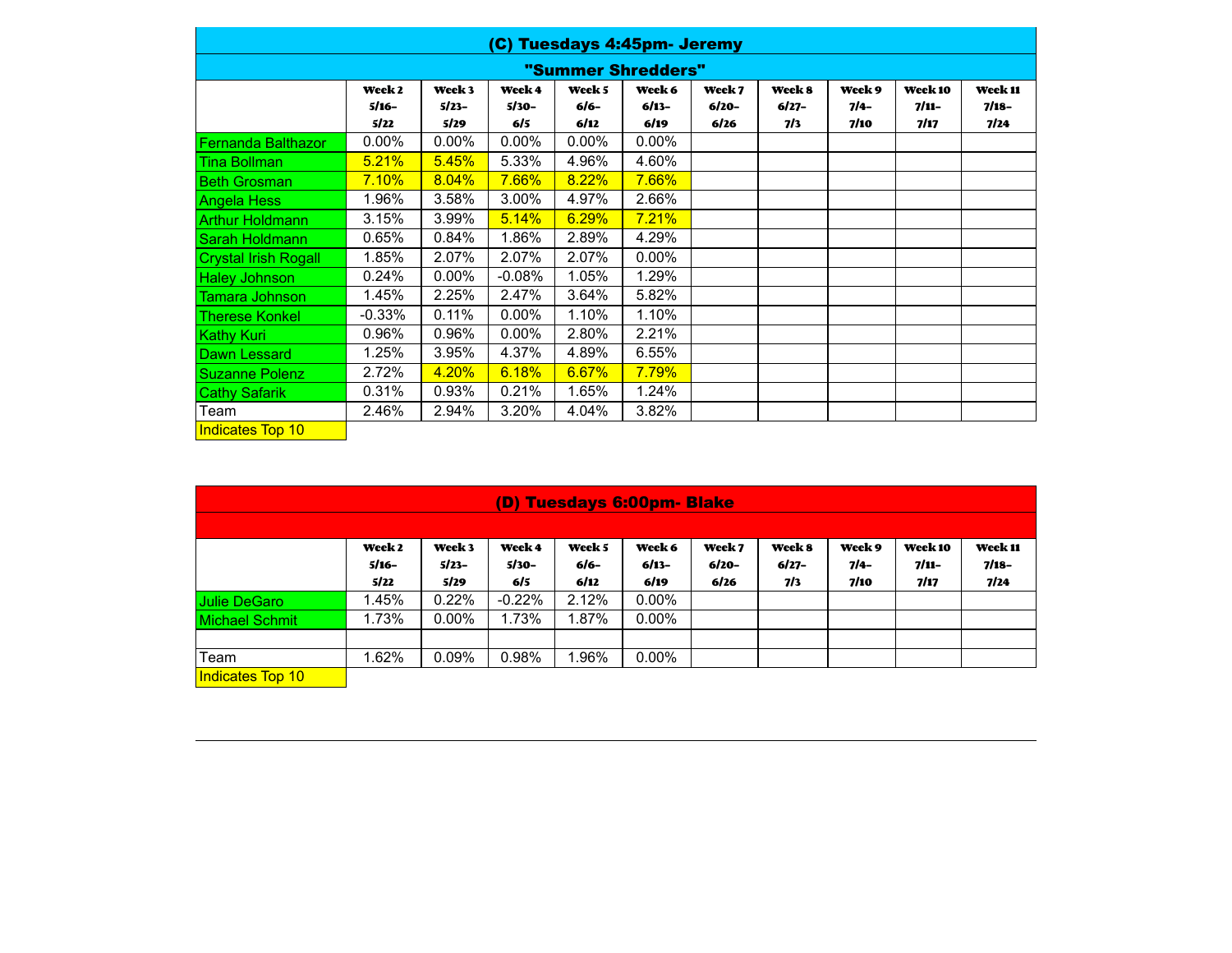## (C) Tuesdays 4:45pm- Jeremy

### "Summer Shredders"

| | Week 2 5/16-5/22 | Week 3 5/23-5/29 | Week 4 5/30-6/5 | Week 5 6/6-6/12 | Week 6 6/13-6/19 | Week 7 6/20-6/26 | Week 8 6/27-7/3 | Week 9 7/4-7/10 | Week 10 7/11-7/17 | Week 11 7/18-7/24 |
|---|---|---|---|---|---|---|---|---|---|---|
| Fernanda Balthazor | 0.00% | 0.00% | 0.00% | 0.00% | 0.00% | | | | | |
| Tina Bollman | 5.21% | 5.45% | 5.33% | 4.96% | 4.60% | | | | | |
| Beth Grosman | 7.10% | 8.04% | 7.66% | 8.22% | 7.66% | | | | | |
| Angela Hess | 1.96% | 3.58% | 3.00% | 4.97% | 2.66% | | | | | |
| Arthur Holdmann | 3.15% | 3.99% | 5.14% | 6.29% | 7.21% | | | | | |
| Sarah Holdmann | 0.65% | 0.84% | 1.86% | 2.89% | 4.29% | | | | | |
| Crystal Irish Rogall | 1.85% | 2.07% | 2.07% | 2.07% | 0.00% | | | | | |
| Haley Johnson | 0.24% | 0.00% | -0.08% | 1.05% | 1.29% | | | | | |
| Tamara Johnson | 1.45% | 2.25% | 2.47% | 3.64% | 5.82% | | | | | |
| Therese Konkel | -0.33% | 0.11% | 0.00% | 1.10% | 1.10% | | | | | |
| Kathy Kuri | 0.96% | 0.96% | 0.00% | 2.80% | 2.21% | | | | | |
| Dawn Lessard | 1.25% | 3.95% | 4.37% | 4.89% | 6.55% | | | | | |
| Suzanne Polenz | 2.72% | 4.20% | 6.18% | 6.67% | 7.79% | | | | | |
| Cathy Safarik | 0.31% | 0.93% | 0.21% | 1.65% | 1.24% | | | | | |
| Team | 2.46% | 2.94% | 3.20% | 4.04% | 3.82% | | | | | |

Indicates Top 10

## (D) Tuesdays 6:00pm- Blake

| | Week 2 5/16-5/22 | Week 3 5/23-5/29 | Week 4 5/30-6/5 | Week 5 6/6-6/12 | Week 6 6/13-6/19 | Week 7 6/20-6/26 | Week 8 6/27-7/3 | Week 9 7/4-7/10 | Week 10 7/11-7/17 | Week 11 7/18-7/24 |
|---|---|---|---|---|---|---|---|---|---|---|
| Julie DeGaro | 1.45% | 0.22% | -0.22% | 2.12% | 0.00% | | | | | |
| Michael Schmit | 1.73% | 0.00% | 1.73% | 1.87% | 0.00% | | | | | |
| | | | | | | | | | | |
| Team | 1.62% | 0.09% | 0.98% | 1.96% | 0.00% | | | | | |

Indicates Top 10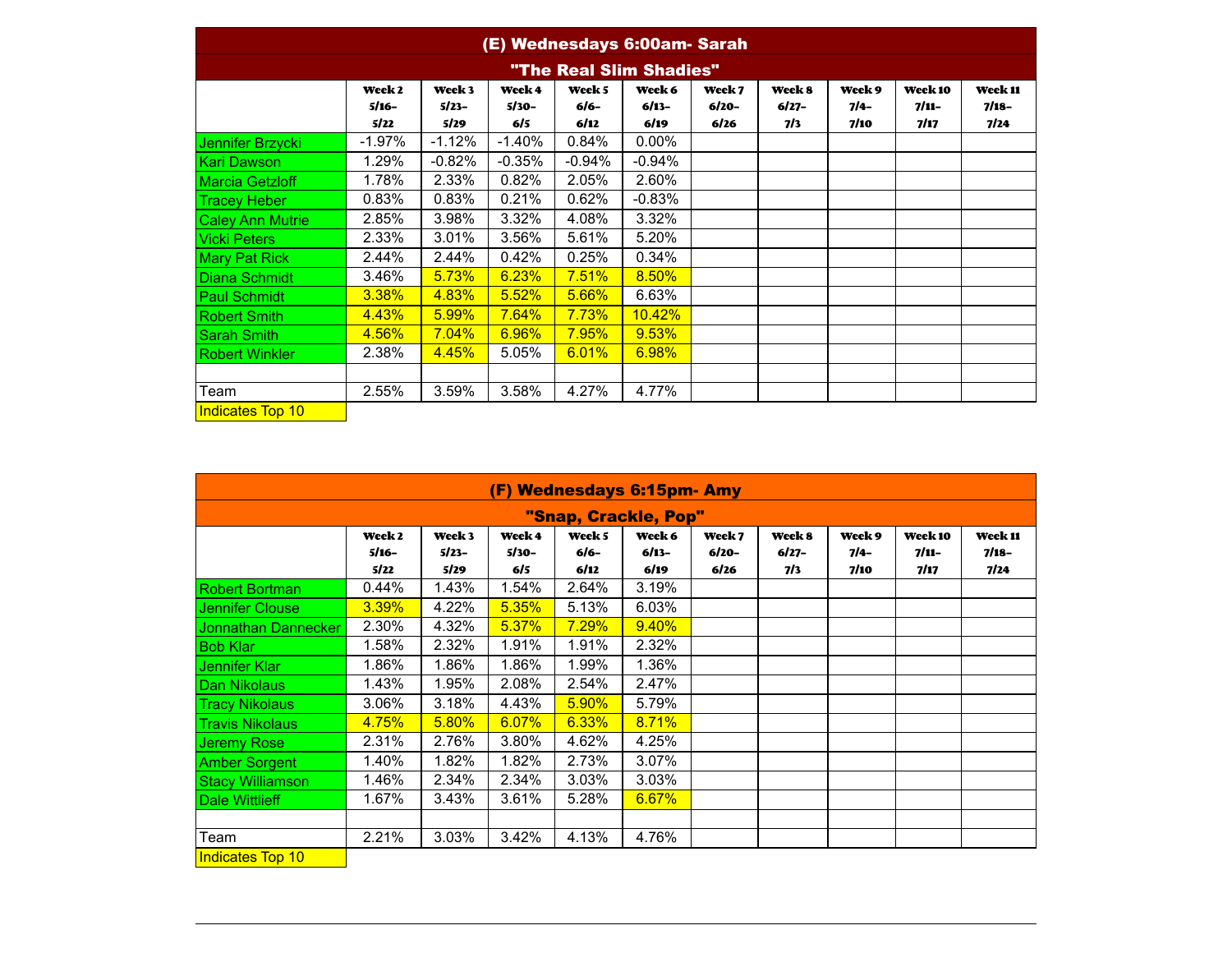## (E) Wednesdays 6:00am- Sarah

### "The Real Slim Shadies"

| | Week 2 5/16-5/22 | Week 3 5/23-5/29 | Week 4 5/30-6/5 | Week 5 6/6-6/12 | Week 6 6/13-6/19 | Week 7 6/20-6/26 | Week 8 6/27-7/3 | Week 9 7/4-7/10 | Week 10 7/11-7/17 | Week 11 7/18-7/24 |
|---|---|---|---|---|---|---|---|---|---|---|
| Jennifer Brzycki | -1.97% | -1.12% | -1.40% | 0.84% | 0.00% | | | | | |
| Kari Dawson | 1.29% | -0.82% | -0.35% | -0.94% | -0.94% | | | | | |
| Marcia Getzloff | 1.78% | 2.33% | 0.82% | 2.05% | 2.60% | | | | | |
| Tracey Heber | 0.83% | 0.83% | 0.21% | 0.62% | -0.83% | | | | | |
| Caley Ann Mutrie | 2.85% | 3.98% | 3.32% | 4.08% | 3.32% | | | | | |
| Vicki Peters | 2.33% | 3.01% | 3.56% | 5.61% | 5.20% | | | | | |
| Mary Pat Rick | 2.44% | 2.44% | 0.42% | 0.25% | 0.34% | | | | | |
| Diana Schmidt | 3.46% | 5.73% | 6.23% | 7.51% | 8.50% | | | | | |
| Paul Schmidt | 3.38% | 4.83% | 5.52% | 5.66% | 6.63% | | | | | |
| Robert Smith | 4.43% | 5.99% | 7.64% | 7.73% | 10.42% | | | | | |
| Sarah Smith | 4.56% | 7.04% | 6.96% | 7.95% | 9.53% | | | | | |
| Robert Winkler | 2.38% | 4.45% | 5.05% | 6.01% | 6.98% | | | | | |
| | | | | | | | | | | |
| Team | 2.55% | 3.59% | 3.58% | 4.27% | 4.77% | | | | | |

Indicates Top 10

## (F) Wednesdays 6:15pm- Amy

### "Snap, Crackle, Pop"

| | Week 2 5/16-5/22 | Week 3 5/23-5/29 | Week 4 5/30-6/5 | Week 5 6/6-6/12 | Week 6 6/13-6/19 | Week 7 6/20-6/26 | Week 8 6/27-7/3 | Week 9 7/4-7/10 | Week 10 7/11-7/17 | Week 11 7/18-7/24 |
|---|---|---|---|---|---|---|---|---|---|---|
| Robert Bortman | 0.44% | 1.43% | 1.54% | 2.64% | 3.19% | | | | | |
| Jennifer Clouse | 3.39% | 4.22% | 5.35% | 5.13% | 6.03% | | | | | |
| Jonnathan Dannecker | 2.30% | 4.32% | 5.37% | 7.29% | 9.40% | | | | | |
| Bob Klar | 1.58% | 2.32% | 1.91% | 1.91% | 2.32% | | | | | |
| Jennifer Klar | 1.86% | 1.86% | 1.86% | 1.99% | 1.36% | | | | | |
| Dan Nikolaus | 1.43% | 1.95% | 2.08% | 2.54% | 2.47% | | | | | |
| Tracy Nikolaus | 3.06% | 3.18% | 4.43% | 5.90% | 5.79% | | | | | |
| Travis Nikolaus | 4.75% | 5.80% | 6.07% | 6.33% | 8.71% | | | | | |
| Jeremy Rose | 2.31% | 2.76% | 3.80% | 4.62% | 4.25% | | | | | |
| Amber Sorgent | 1.40% | 1.82% | 1.82% | 2.73% | 3.07% | | | | | |
| Stacy Williamson | 1.46% | 2.34% | 2.34% | 3.03% | 3.03% | | | | | |
| Dale Wittlieff | 1.67% | 3.43% | 3.61% | 5.28% | 6.67% | | | | | |
| | | | | | | | | | | |
| Team | 2.21% | 3.03% | 3.42% | 4.13% | 4.76% | | | | | |

Indicates Top 10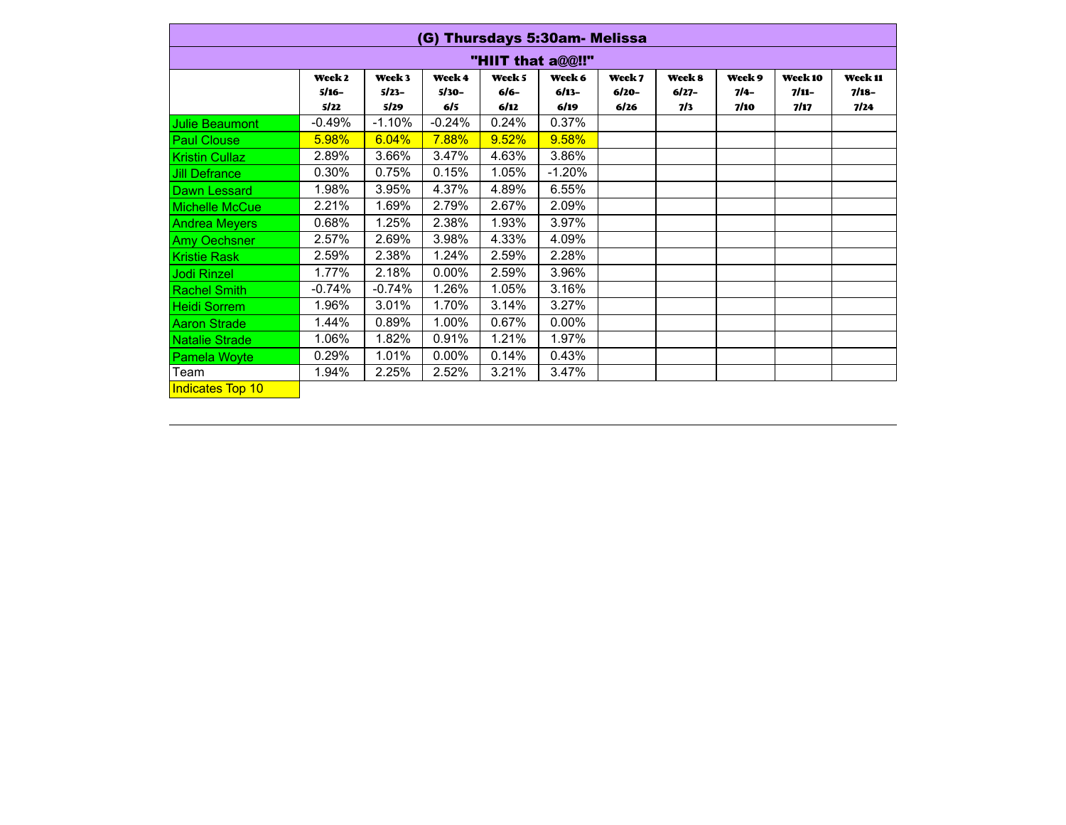## (G) Thursdays 5:30am- Melissa

### "HIIT that a@@!!"

| | Week 2 5/16-5/22 | Week 3 5/23-5/29 | Week 4 5/30-6/5 | Week 5 6/6-6/12 | Week 6 6/13-6/19 | Week 7 6/20-6/26 | Week 8 6/27-7/3 | Week 9 7/4-7/10 | Week 10 7/11-7/17 | Week 11 7/18-7/24 |
|---|---|---|---|---|---|---|---|---|---|---|
| Julie Beaumont | -0.49% | -1.10% | -0.24% | 0.24% | 0.37% | | | | | |
| Paul Clouse | 5.98% | 6.04% | 7.88% | 9.52% | 9.58% | | | | | |
| Kristin Cullaz | 2.89% | 3.66% | 3.47% | 4.63% | 3.86% | | | | | |
| Jill Defrance | 0.30% | 0.75% | 0.15% | 1.05% | -1.20% | | | | | |
| Dawn Lessard | 1.98% | 3.95% | 4.37% | 4.89% | 6.55% | | | | | |
| Michelle McCue | 2.21% | 1.69% | 2.79% | 2.67% | 2.09% | | | | | |
| Andrea Meyers | 0.68% | 1.25% | 2.38% | 1.93% | 3.97% | | | | | |
| Amy Oechsner | 2.57% | 2.69% | 3.98% | 4.33% | 4.09% | | | | | |
| Kristie Rask | 2.59% | 2.38% | 1.24% | 2.59% | 2.28% | | | | | |
| Jodi Rinzel | 1.77% | 2.18% | 0.00% | 2.59% | 3.96% | | | | | |
| Rachel Smith | -0.74% | -0.74% | 1.26% | 1.05% | 3.16% | | | | | |
| Heidi Sorrem | 1.96% | 3.01% | 1.70% | 3.14% | 3.27% | | | | | |
| Aaron Strade | 1.44% | 0.89% | 1.00% | 0.67% | 0.00% | | | | | |
| Natalie Strade | 1.06% | 1.82% | 0.91% | 1.21% | 1.97% | | | | | |
| Pamela Woyte | 0.29% | 1.01% | 0.00% | 0.14% | 0.43% | | | | | |
| Team | 1.94% | 2.25% | 2.52% | 3.21% | 3.47% | | | | | |

Indicates Top 10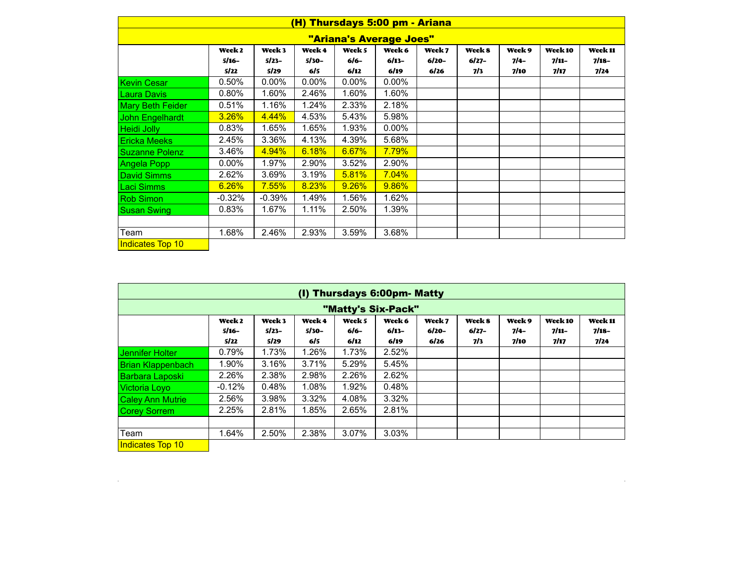## (H) Thursdays 5:00 pm - Ariana

### "Ariana's Average Joes"

| | Week 2 5/16-5/22 | Week 3 5/23-5/29 | Week 4 5/30-6/5 | Week 5 6/6-6/12 | Week 6 6/13-6/19 | Week 7 6/20-6/26 | Week 8 6/27-7/3 | Week 9 7/4-7/10 | Week 10 7/11-7/17 | Week 11 7/18-7/24 |
|---|---|---|---|---|---|---|---|---|---|---|
| Kevin Cesar | 0.50% | 0.00% | 0.00% | 0.00% | 0.00% | | | | | |
| Laura Davis | 0.80% | 1.60% | 2.46% | 1.60% | 1.60% | | | | | |
| Mary Beth Feider | 0.51% | 1.16% | 1.24% | 2.33% | 2.18% | | | | | |
| John Engelhardt | 3.26% | 4.44% | 4.53% | 5.43% | 5.98% | | | | | |
| Heidi Jolly | 0.83% | 1.65% | 1.65% | 1.93% | 0.00% | | | | | |
| Ericka Meeks | 2.45% | 3.36% | 4.13% | 4.39% | 5.68% | | | | | |
| Suzanne Polenz | 3.46% | 4.94% | 6.18% | 6.67% | 7.79% | | | | | |
| Angela Popp | 0.00% | 1.97% | 2.90% | 3.52% | 2.90% | | | | | |
| David Simms | 2.62% | 3.69% | 3.19% | 5.81% | 7.04% | | | | | |
| Laci Simms | 6.26% | 7.55% | 8.23% | 9.26% | 9.86% | | | | | |
| Rob Simon | -0.32% | -0.39% | 1.49% | 1.56% | 1.62% | | | | | |
| Susan Swing | 0.83% | 1.67% | 1.11% | 2.50% | 1.39% | | | | | |
| | | | | | | | | | | |
| Team | 1.68% | 2.46% | 2.93% | 3.59% | 3.68% | | | | | |

Indicates Top 10

## (I) Thursdays 6:00pm- Matty

### "Matty's Six-Pack"

| | Week 2 5/16-5/22 | Week 3 5/23-5/29 | Week 4 5/30-6/5 | Week 5 6/6-6/12 | Week 6 6/13-6/19 | Week 7 6/20-6/26 | Week 8 6/27-7/3 | Week 9 7/4-7/10 | Week 10 7/11-7/17 | Week 11 7/18-7/24 |
|---|---|---|---|---|---|---|---|---|---|---|
| Jennifer Holter | 0.79% | 1.73% | 1.26% | 1.73% | 2.52% | | | | | |
| Brian Klappenbach | 1.90% | 3.16% | 3.71% | 5.29% | 5.45% | | | | | |
| Barbara Laposki | 2.26% | 2.38% | 2.98% | 2.26% | 2.62% | | | | | |
| Victoria Loyo | -0.12% | 0.48% | 1.08% | 1.92% | 0.48% | | | | | |
| Caley Ann Mutrie | 2.56% | 3.98% | 3.32% | 4.08% | 3.32% | | | | | |
| Corey Sorrem | 2.25% | 2.81% | 1.85% | 2.65% | 2.81% | | | | | |
| | | | | | | | | | | |
| Team | 1.64% | 2.50% | 2.38% | 3.07% | 3.03% | | | | | |

Indicates Top 10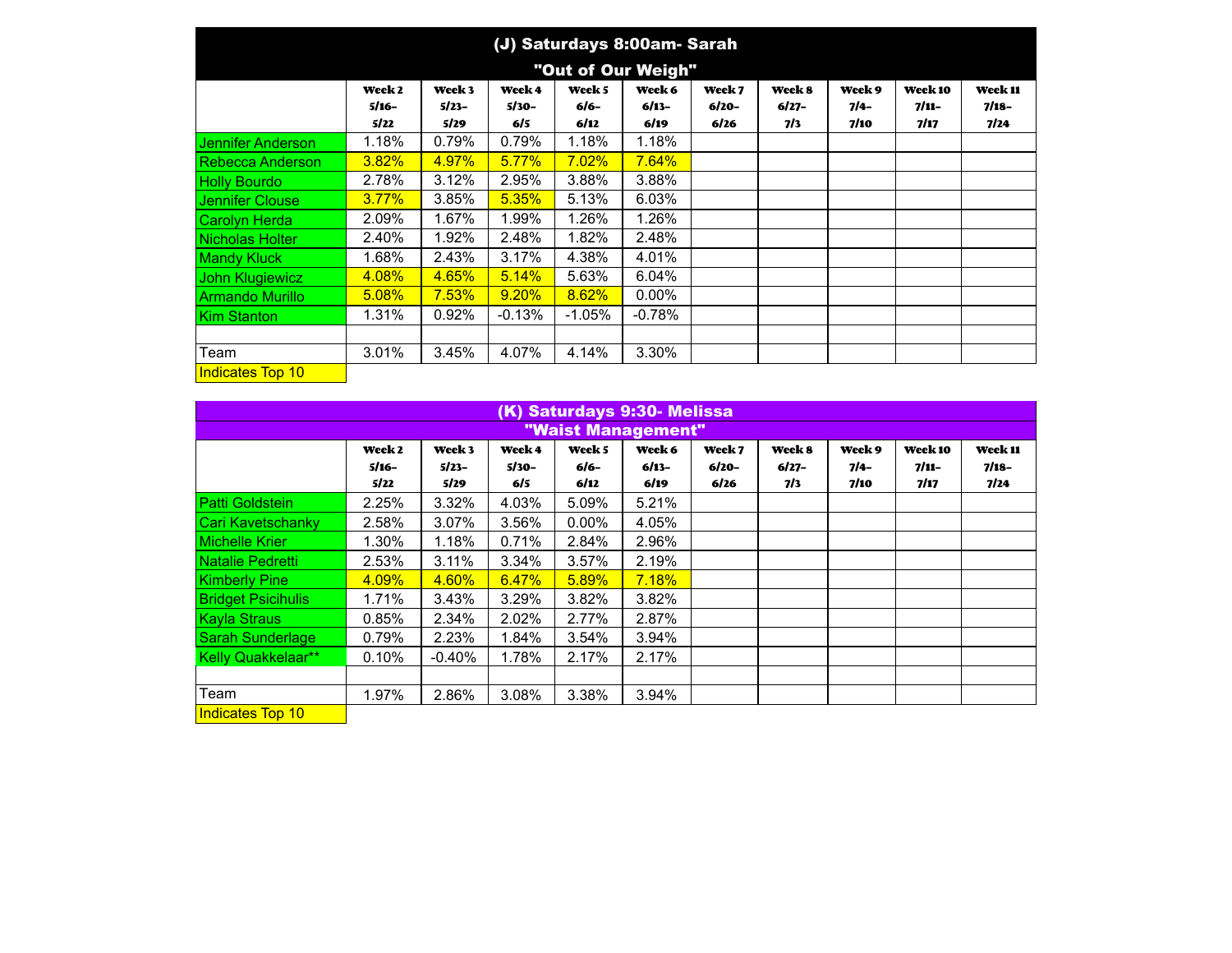## (J) Saturdays 8:00am- Sarah

### "Out of Our Weigh"

| | Week 2 5/16-5/22 | Week 3 5/23-5/29 | Week 4 5/30-6/5 | Week 5 6/6-6/12 | Week 6 6/13-6/19 | Week 7 6/20-6/26 | Week 8 6/27-7/3 | Week 9 7/4-7/10 | Week 10 7/11-7/17 | Week 11 7/18-7/24 |
|---|---|---|---|---|---|---|---|---|---|---|
| Jennifer Anderson | 1.18% | 0.79% | 0.79% | 1.18% | 1.18% | | | | | |
| Rebecca Anderson | 3.82% | 4.97% | 5.77% | 7.02% | 7.64% | | | | | |
| Holly Bourdo | 2.78% | 3.12% | 2.95% | 3.88% | 3.88% | | | | | |
| Jennifer Clouse | 3.77% | 3.85% | 5.35% | 5.13% | 6.03% | | | | | |
| Carolyn Herda | 2.09% | 1.67% | 1.99% | 1.26% | 1.26% | | | | | |
| Nicholas Holter | 2.40% | 1.92% | 2.48% | 1.82% | 2.48% | | | | | |
| Mandy Kluck | 1.68% | 2.43% | 3.17% | 4.38% | 4.01% | | | | | |
| John Klugiewicz | 4.08% | 4.65% | 5.14% | 5.63% | 6.04% | | | | | |
| Armando Murillo | 5.08% | 7.53% | 9.20% | 8.62% | 0.00% | | | | | |
| Kim Stanton | 1.31% | 0.92% | -0.13% | -1.05% | -0.78% | | | | | |
| | | | | | | | | | | |
| Team | 3.01% | 3.45% | 4.07% | 4.14% | 3.30% | | | | | |

Indicates Top 10

## (K) Saturdays 9:30- Melissa

### "Waist Management"

| | Week 2 5/16-5/22 | Week 3 5/23-5/29 | Week 4 5/30-6/5 | Week 5 6/6-6/12 | Week 6 6/13-6/19 | Week 7 6/20-6/26 | Week 8 6/27-7/3 | Week 9 7/4-7/10 | Week 10 7/11-7/17 | Week 11 7/18-7/24 |
|---|---|---|---|---|---|---|---|---|---|---|
| Patti Goldstein | 2.25% | 3.32% | 4.03% | 5.09% | 5.21% | | | | | |
| Cari Kavetschanky | 2.58% | 3.07% | 3.56% | 0.00% | 4.05% | | | | | |
| Michelle Krier | 1.30% | 1.18% | 0.71% | 2.84% | 2.96% | | | | | |
| Natalie Pedretti | 2.53% | 3.11% | 3.34% | 3.57% | 2.19% | | | | | |
| Kimberly Pine | 4.09% | 4.60% | 6.47% | 5.89% | 7.18% | | | | | |
| Bridget Psicihulis | 1.71% | 3.43% | 3.29% | 3.82% | 3.82% | | | | | |
| Kayla Straus | 0.85% | 2.34% | 2.02% | 2.77% | 2.87% | | | | | |
| Sarah Sunderlage | 0.79% | 2.23% | 1.84% | 3.54% | 3.94% | | | | | |
| Kelly Quakkelaar** | 0.10% | -0.40% | 1.78% | 2.17% | 2.17% | | | | | |
| | | | | | | | | | | |
| Team | 1.97% | 2.86% | 3.08% | 3.38% | 3.94% | | | | | |

Indicates Top 10